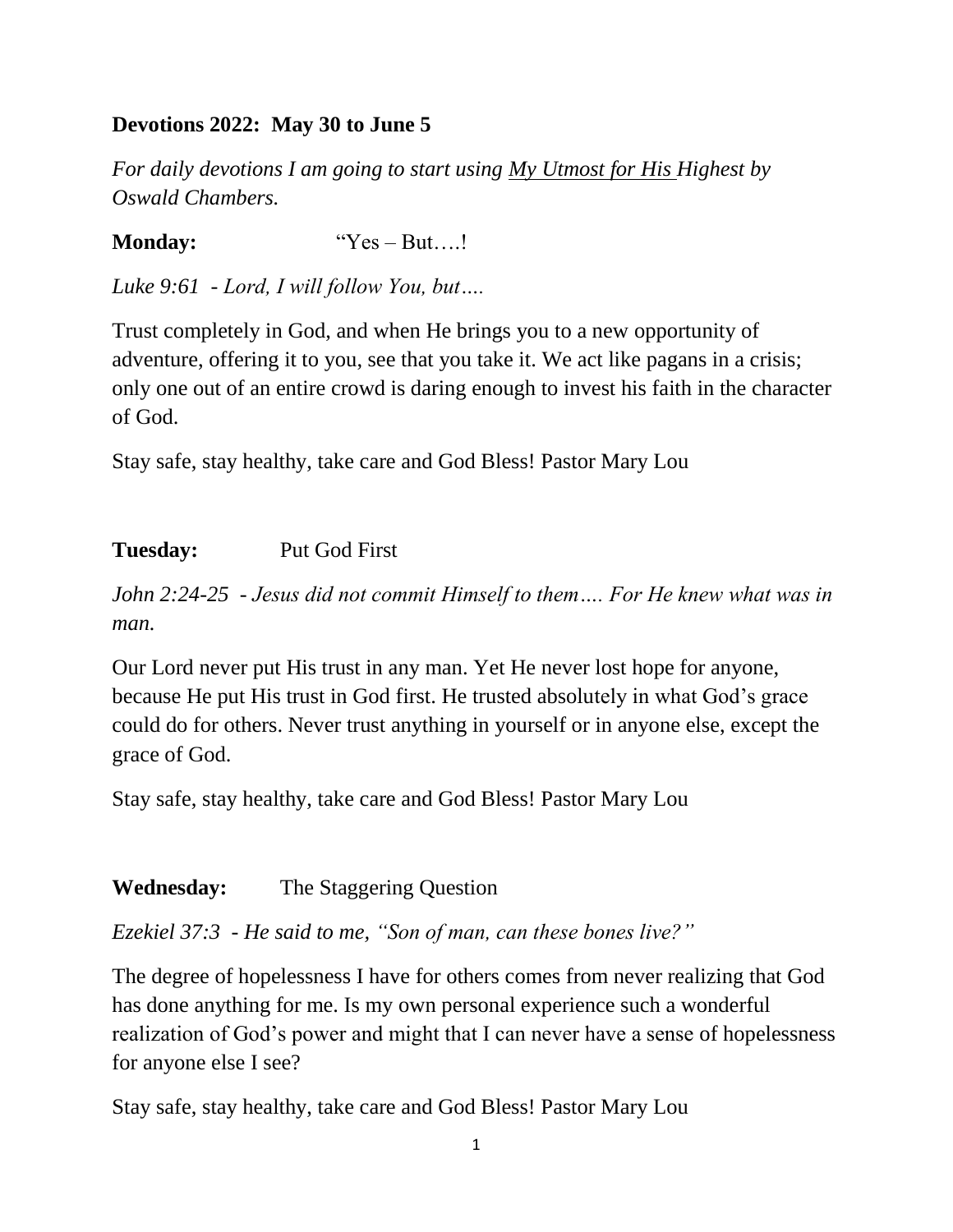**Devotions 2022: May 30 to June 5**

*For daily devotions I am going to start using* *My Utmost for His Highest by Oswald Chambers.*

**Monday:** "Yes – But….!

*Luke 9:61 - Lord, I will follow You, but….*

Trust completely in God, and when He brings you to a new opportunity of adventure, offering it to you, see that you take it. We act like pagans in a crisis; only one out of an entire crowd is daring enough to invest his faith in the character of God.

Stay safe, stay healthy, take care and God Bless! Pastor Mary Lou

**Tuesday:** Put God First

*John 2:24-25 - Jesus did not commit Himself to them…. For He knew what was in man.*

Our Lord never put His trust in any man. Yet He never lost hope for anyone, because He put His trust in God first. He trusted absolutely in what God's grace could do for others. Never trust anything in yourself or in anyone else, except the grace of God.

Stay safe, stay healthy, take care and God Bless! Pastor Mary Lou

**Wednesday:** The Staggering Question

*Ezekiel 37:3 - He said to me, "Son of man, can these bones live?"*

The degree of hopelessness I have for others comes from never realizing that God has done anything for me. Is my own personal experience such a wonderful realization of God's power and might that I can never have a sense of hopelessness for anyone else I see?

Stay safe, stay healthy, take care and God Bless! Pastor Mary Lou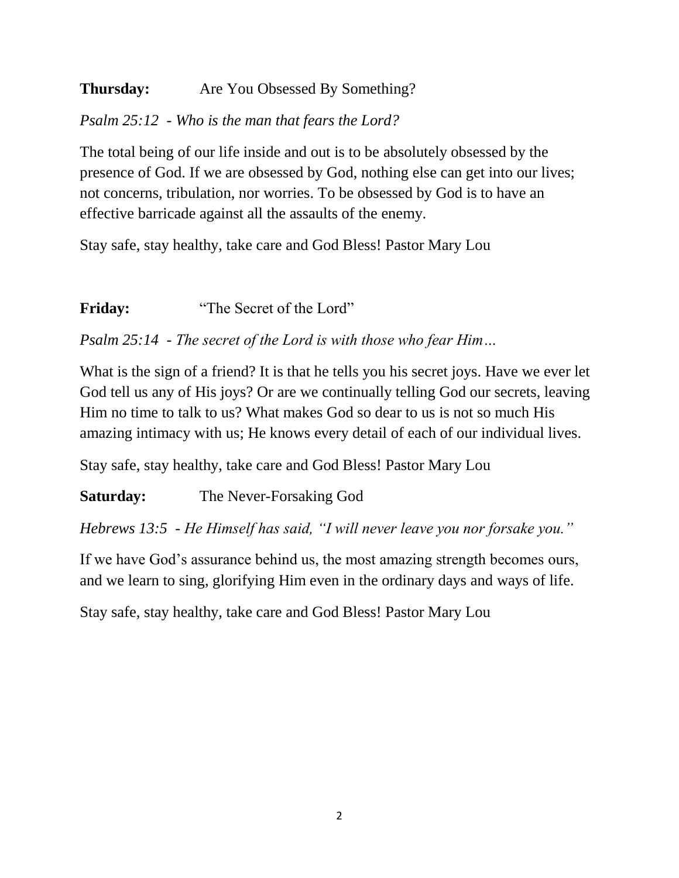**Thursday:** Are You Obsessed By Something?

*Psalm 25:12 - Who is the man that fears the Lord?*

The total being of our life inside and out is to be absolutely obsessed by the presence of God. If we are obsessed by God, nothing else can get into our lives; not concerns, tribulation, nor worries. To be obsessed by God is to have an effective barricade against all the assaults of the enemy.

Stay safe, stay healthy, take care and God Bless! Pastor Mary Lou

**Friday:** "The Secret of the Lord"

*Psalm 25:14 - The secret of the Lord is with those who fear Him…*

What is the sign of a friend? It is that he tells you his secret joys. Have we ever let God tell us any of His joys? Or are we continually telling God our secrets, leaving Him no time to talk to us? What makes God so dear to us is not so much His amazing intimacy with us; He knows every detail of each of our individual lives.

Stay safe, stay healthy, take care and God Bless! Pastor Mary Lou

**Saturday:** The Never-Forsaking God

*Hebrews 13:5 - He Himself has said, "I will never leave you nor forsake you."*

If we have God's assurance behind us, the most amazing strength becomes ours, and we learn to sing, glorifying Him even in the ordinary days and ways of life.

Stay safe, stay healthy, take care and God Bless! Pastor Mary Lou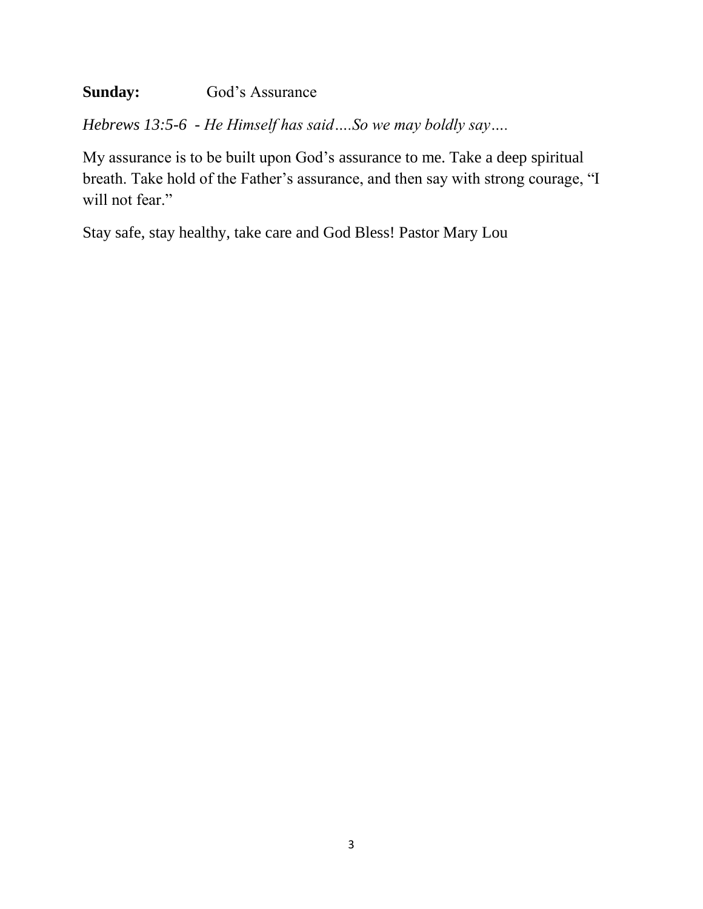**Sunday:** God's Assurance

*Hebrews 13:5-6 - He Himself has said….So we may boldly say….*

My assurance is to be built upon God's assurance to me. Take a deep spiritual breath. Take hold of the Father's assurance, and then say with strong courage, "I will not fear."

Stay safe, stay healthy, take care and God Bless! Pastor Mary Lou